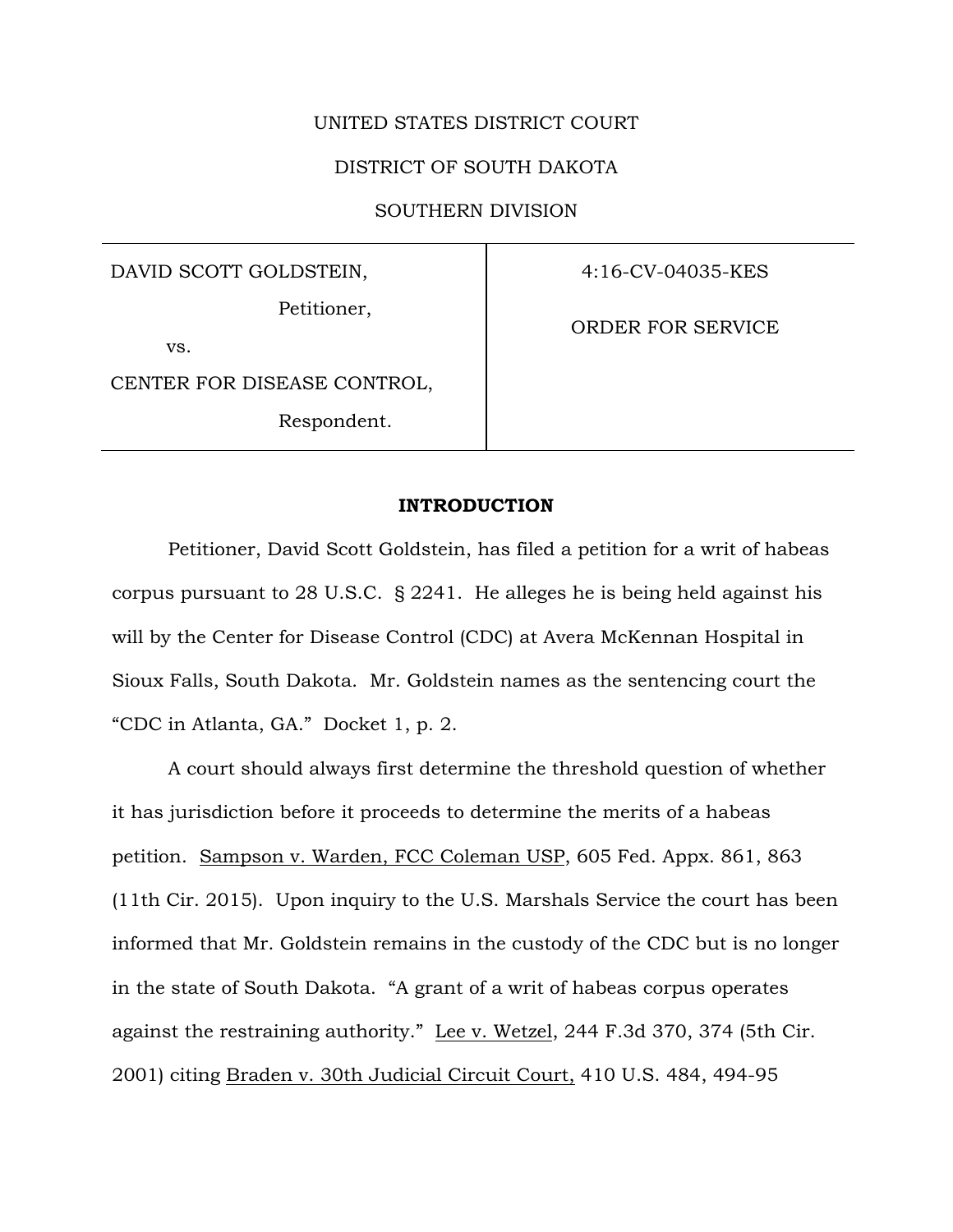UNITED STATES DISTRICT COURT

DISTRICT OF SOUTH DAKOTA

SOUTHERN DIVISION

| | |
|---|---|
| DAVID SCOTT GOLDSTEIN,<br>Petitioner,<br>vs.<br>CENTER FOR DISEASE CONTROL,<br>Respondent. | 4:16-CV-04035-KES<br><br>ORDER FOR SERVICE |

## INTRODUCTION

Petitioner, David Scott Goldstein, has filed a petition for a writ of habeas corpus pursuant to 28 U.S.C. § 2241. He alleges he is being held against his will by the Center for Disease Control (CDC) at Avera McKennan Hospital in Sioux Falls, South Dakota. Mr. Goldstein names as the sentencing court the "CDC in Atlanta, GA." Docket 1, p. 2.

A court should always first determine the threshold question of whether it has jurisdiction before it proceeds to determine the merits of a habeas petition. Sampson v. Warden, FCC Coleman USP, 605 Fed. Appx. 861, 863 (11th Cir. 2015). Upon inquiry to the U.S. Marshals Service the court has been informed that Mr. Goldstein remains in the custody of the CDC but is no longer in the state of South Dakota. "A grant of a writ of habeas corpus operates against the restraining authority." Lee v. Wetzel, 244 F.3d 370, 374 (5th Cir. 2001) citing Braden v. 30th Judicial Circuit Court, 410 U.S. 484, 494-95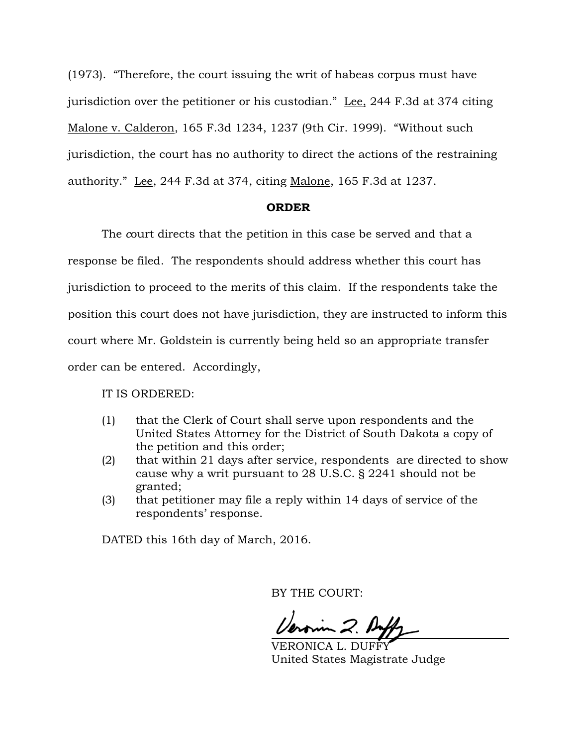(1973). "Therefore, the court issuing the writ of habeas corpus must have jurisdiction over the petitioner or his custodian." Lee, 244 F.3d at 374 citing Malone v. Calderon, 165 F.3d 1234, 1237 (9th Cir. 1999). "Without such jurisdiction, the court has no authority to direct the actions of the restraining authority." Lee, 244 F.3d at 374, citing Malone, 165 F.3d at 1237.

**ORDER**

The court directs that the petition in this case be served and that a response be filed. The respondents should address whether this court has jurisdiction to proceed to the merits of this claim. If the respondents take the position this court does not have jurisdiction, they are instructed to inform this court where Mr. Goldstein is currently being held so an appropriate transfer order can be entered. Accordingly,

IT IS ORDERED:

(1) that the Clerk of Court shall serve upon respondents and the United States Attorney for the District of South Dakota a copy of the petition and this order;

(2) that within 21 days after service, respondents are directed to show cause why a writ pursuant to 28 U.S.C. § 2241 should not be granted;

(3) that petitioner may file a reply within 14 days of service of the respondents' response.

DATED this 16th day of March, 2016.

BY THE COURT:

VERONICA L. DUFFY
United States Magistrate Judge